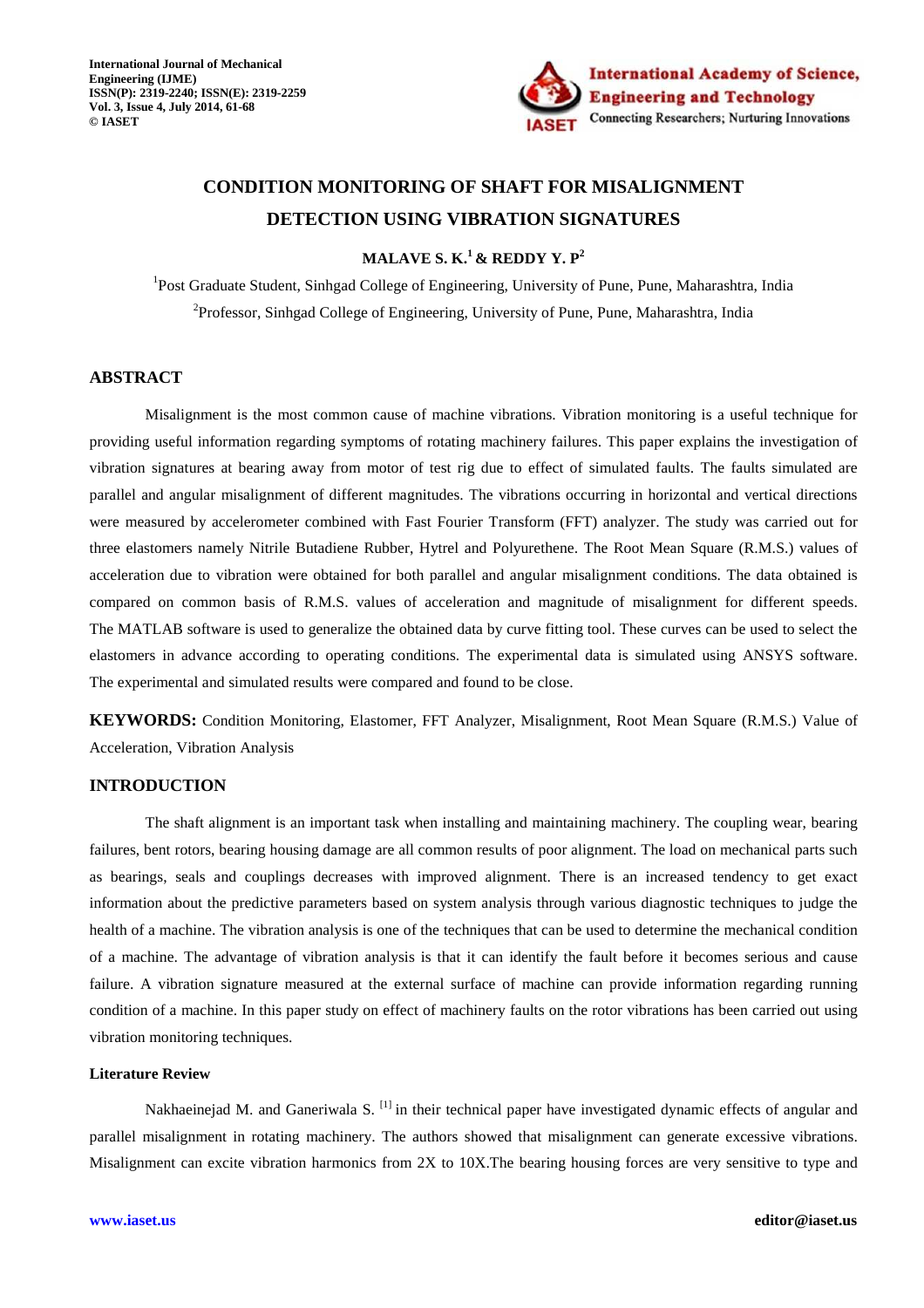# CONDITION MONITORING OF SHAFT FOR MISALIGNMENT DETECTION USING VIBRATION SIGNATURES

**MALAVE S. K.[1] & REDDY Y. P[2]**

[1]Post Graduate Student, Sinhgad College of Engineering, University of Pune, Pune, Maharashtra, India

[2]Professor, Sinhgad College of Engineering, University of Pune, Pune, Maharashtra, India

## ABSTRACT

Misalignment is the most common cause of machine vibrations. Vibration monitoring is a useful technique for providing useful information regarding symptoms of rotating machinery failures. This paper explains the investigation of vibration signatures at bearing away from motor of test rig due to effect of simulated faults. The faults simulated are parallel and angular misalignment of different magnitudes. The vibrations occurring in horizontal and vertical directions were measured by accelerometer combined with Fast Fourier Transform (FFT) analyzer. The study was carried out for three elastomers namely Nitrile Butadiene Rubber, Hytrel and Polyurethene. The Root Mean Square (R.M.S.) values of acceleration due to vibration were obtained for both parallel and angular misalignment conditions. The data obtained is compared on common basis of R.M.S. values of acceleration and magnitude of misalignment for different speeds. The MATLAB software is used to generalize the obtained data by curve fitting tool. These curves can be used to select the elastomers in advance according to operating conditions. The experimental data is simulated using ANSYS software. The experimental and simulated results were compared and found to be close.

**KEYWORDS:** Condition Monitoring, Elastomer, FFT Analyzer, Misalignment, Root Mean Square (R.M.S.) Value of Acceleration, Vibration Analysis

## INTRODUCTION

The shaft alignment is an important task when installing and maintaining machinery. The coupling wear, bearing failures, bent rotors, bearing housing damage are all common results of poor alignment. The load on mechanical parts such as bearings, seals and couplings decreases with improved alignment. There is an increased tendency to get exact information about the predictive parameters based on system analysis through various diagnostic techniques to judge the health of a machine. The vibration analysis is one of the techniques that can be used to determine the mechanical condition of a machine. The advantage of vibration analysis is that it can identify the fault before it becomes serious and cause failure. A vibration signature measured at the external surface of machine can provide information regarding running condition of a machine. In this paper study on effect of machinery faults on the rotor vibrations has been carried out using vibration monitoring techniques.

### Literature Review

Nakhaeinejad M. and Ganeriwala S. [1] in their technical paper have investigated dynamic effects of angular and parallel misalignment in rotating machinery. The authors showed that misalignment can generate excessive vibrations. Misalignment can excite vibration harmonics from 2X to 10X.The bearing housing forces are very sensitive to type and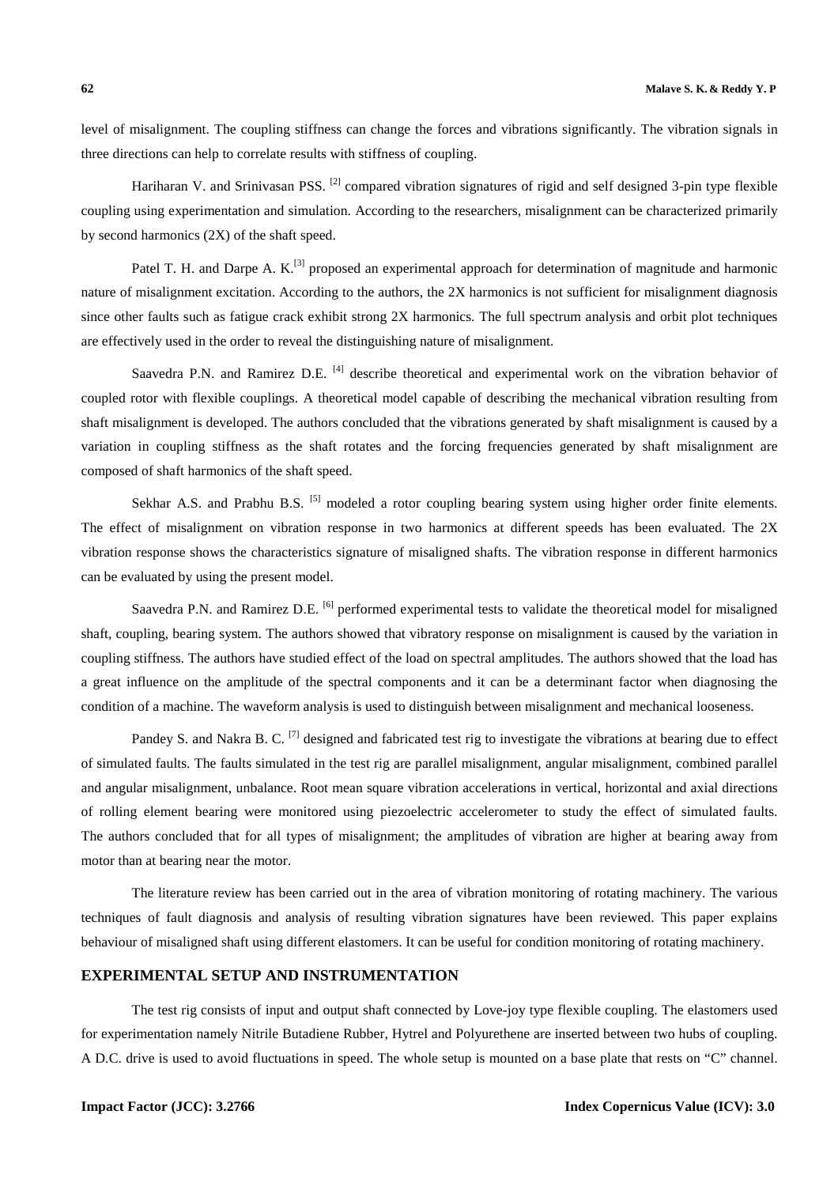level of misalignment. The coupling stiffness can change the forces and vibrations significantly. The vibration signals in three directions can help to correlate results with stiffness of coupling.

Hariharan V. and Srinivasan PSS. [2] compared vibration signatures of rigid and self designed 3-pin type flexible coupling using experimentation and simulation. According to the researchers, misalignment can be characterized primarily by second harmonics (2X) of the shaft speed.

Patel T. H. and Darpe A. K.[3] proposed an experimental approach for determination of magnitude and harmonic nature of misalignment excitation. According to the authors, the 2X harmonics is not sufficient for misalignment diagnosis since other faults such as fatigue crack exhibit strong 2X harmonics. The full spectrum analysis and orbit plot techniques are effectively used in the order to reveal the distinguishing nature of misalignment.

Saavedra P.N. and Ramirez D.E. [4] describe theoretical and experimental work on the vibration behavior of coupled rotor with flexible couplings. A theoretical model capable of describing the mechanical vibration resulting from shaft misalignment is developed. The authors concluded that the vibrations generated by shaft misalignment is caused by a variation in coupling stiffness as the shaft rotates and the forcing frequencies generated by shaft misalignment are composed of shaft harmonics of the shaft speed.

Sekhar A.S. and Prabhu B.S. [5] modeled a rotor coupling bearing system using higher order finite elements. The effect of misalignment on vibration response in two harmonics at different speeds has been evaluated. The 2X vibration response shows the characteristics signature of misaligned shafts. The vibration response in different harmonics can be evaluated by using the present model.

Saavedra P.N. and Ramirez D.E. [6] performed experimental tests to validate the theoretical model for misaligned shaft, coupling, bearing system. The authors showed that vibratory response on misalignment is caused by the variation in coupling stiffness. The authors have studied effect of the load on spectral amplitudes. The authors showed that the load has a great influence on the amplitude of the spectral components and it can be a determinant factor when diagnosing the condition of a machine. The waveform analysis is used to distinguish between misalignment and mechanical looseness.

Pandey S. and Nakra B. C. [7] designed and fabricated test rig to investigate the vibrations at bearing due to effect of simulated faults. The faults simulated in the test rig are parallel misalignment, angular misalignment, combined parallel and angular misalignment, unbalance. Root mean square vibration accelerations in vertical, horizontal and axial directions of rolling element bearing were monitored using piezoelectric accelerometer to study the effect of simulated faults. The authors concluded that for all types of misalignment; the amplitudes of vibration are higher at bearing away from motor than at bearing near the motor.

The literature review has been carried out in the area of vibration monitoring of rotating machinery. The various techniques of fault diagnosis and analysis of resulting vibration signatures have been reviewed. This paper explains behaviour of misaligned shaft using different elastomers. It can be useful for condition monitoring of rotating machinery.

## EXPERIMENTAL SETUP AND INSTRUMENTATION

The test rig consists of input and output shaft connected by Love-joy type flexible coupling. The elastomers used for experimentation namely Nitrile Butadiene Rubber, Hytrel and Polyurethene are inserted between two hubs of coupling. A D.C. drive is used to avoid fluctuations in speed. The whole setup is mounted on a base plate that rests on "C" channel.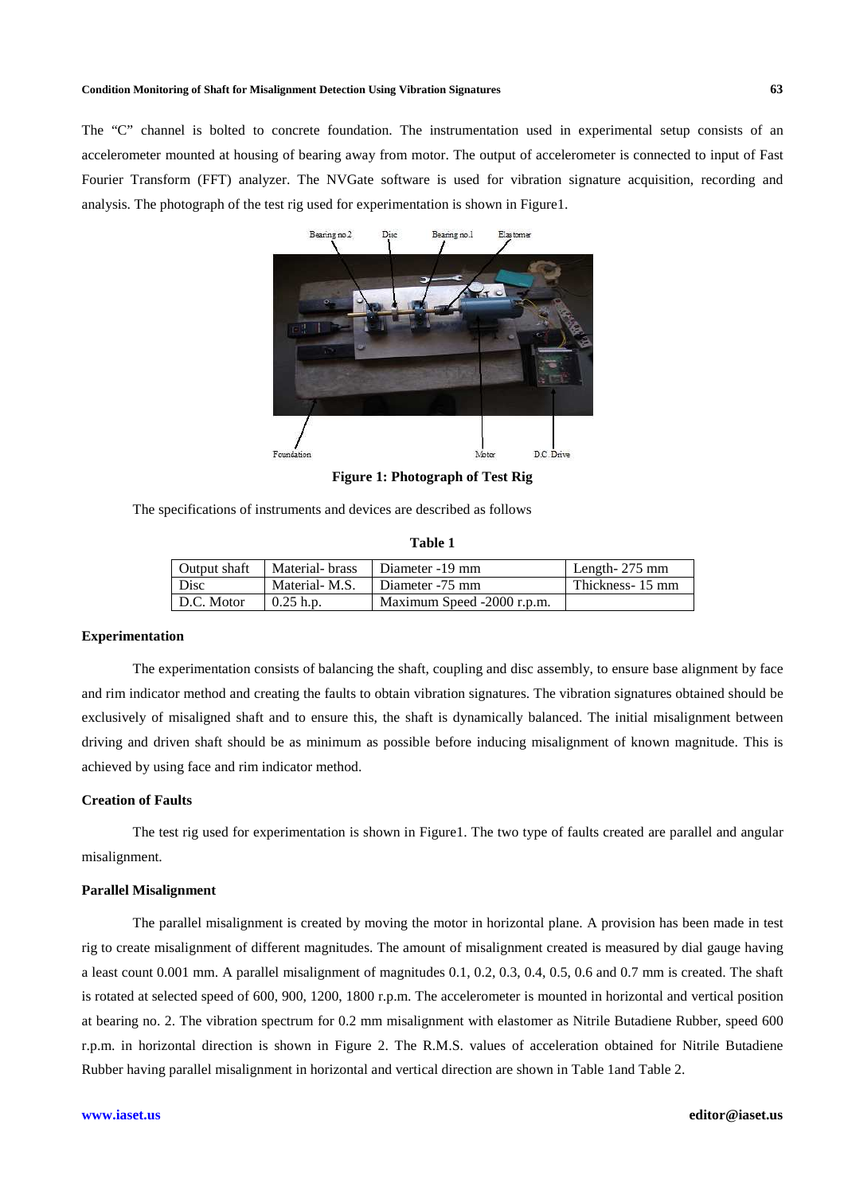The "C" channel is bolted to concrete foundation. The instrumentation used in experimental setup consists of an accelerometer mounted at housing of bearing away from motor. The output of accelerometer is connected to input of Fast Fourier Transform (FFT) analyzer. The NVGate software is used for vibration signature acquisition, recording and analysis. The photograph of the test rig used for experimentation is shown in Figure1.

**Figure 1: Photograph of Test Rig**

The specifications of instruments and devices are described as follows

**Table 1**

| Output shaft | Material- brass | Diameter -19 mm | Length- 275 mm |
|---|---|---|---|
| Disc | Material- M.S. | Diameter -75 mm | Thickness- 15 mm |
| D.C. Motor | 0.25 h.p. | Maximum Speed -2000 r.p.m. | |

**Experimentation**

The experimentation consists of balancing the shaft, coupling and disc assembly, to ensure base alignment by face and rim indicator method and creating the faults to obtain vibration signatures. The vibration signatures obtained should be exclusively of misaligned shaft and to ensure this, the shaft is dynamically balanced. The initial misalignment between driving and driven shaft should be as minimum as possible before inducing misalignment of known magnitude. This is achieved by using face and rim indicator method.

**Creation of Faults**

The test rig used for experimentation is shown in Figure1. The two type of faults created are parallel and angular misalignment.

**Parallel Misalignment**

The parallel misalignment is created by moving the motor in horizontal plane. A provision has been made in test rig to create misalignment of different magnitudes. The amount of misalignment created is measured by dial gauge having a least count 0.001 mm. A parallel misalignment of magnitudes 0.1, 0.2, 0.3, 0.4, 0.5, 0.6 and 0.7 mm is created. The shaft is rotated at selected speed of 600, 900, 1200, 1800 r.p.m. The accelerometer is mounted in horizontal and vertical position at bearing no. 2. The vibration spectrum for 0.2 mm misalignment with elastomer as Nitrile Butadiene Rubber, speed 600 r.p.m. in horizontal direction is shown in Figure 2. The R.M.S. values of acceleration obtained for Nitrile Butadiene Rubber having parallel misalignment in horizontal and vertical direction are shown in Table 1and Table 2.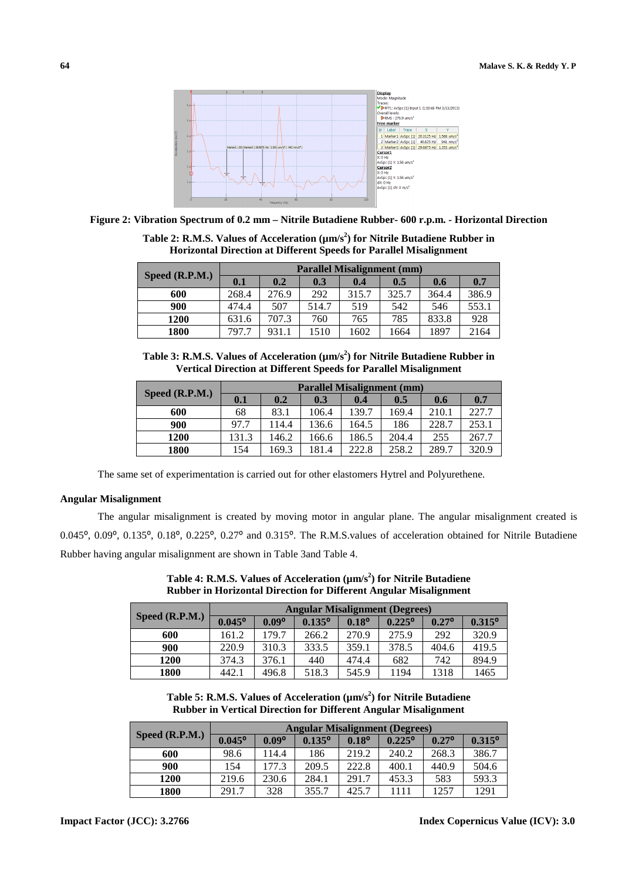**Figure 2: Vibration Spectrum of 0.2 mm – Nitrile Butadiene Rubber- 600 r.p.m. - Horizontal Direction**

**Table 2: R.M.S. Values of Acceleration (μm/s²) for Nitrile Butadiene Rubber in Horizontal Direction at Different Speeds for Parallel Misalignment**

| Speed (R.P.M.) | Parallel Misalignment (mm) | | | | | | |
|---|---|---|---|---|---|---|---|
| | 0.1 | 0.2 | 0.3 | 0.4 | 0.5 | 0.6 | 0.7 |
| 600 | 268.4 | 276.9 | 292 | 315.7 | 325.7 | 364.4 | 386.9 |
| 900 | 474.4 | 507 | 514.7 | 519 | 542 | 546 | 553.1 |
| 1200 | 631.6 | 707.3 | 760 | 765 | 785 | 833.8 | 928 |
| 1800 | 797.7 | 931.1 | 1510 | 1602 | 1664 | 1897 | 2164 |

**Table 3: R.M.S. Values of Acceleration (μm/s²) for Nitrile Butadiene Rubber in Vertical Direction at Different Speeds for Parallel Misalignment**

| Speed (R.P.M.) | Parallel Misalignment (mm) | | | | | | |
|---|---|---|---|---|---|---|---|
| | 0.1 | 0.2 | 0.3 | 0.4 | 0.5 | 0.6 | 0.7 |
| 600 | 68 | 83.1 | 106.4 | 139.7 | 169.4 | 210.1 | 227.7 |
| 900 | 97.7 | 114.4 | 136.6 | 164.5 | 186 | 228.7 | 253.1 |
| 1200 | 131.3 | 146.2 | 166.6 | 186.5 | 204.4 | 255 | 267.7 |
| 1800 | 154 | 169.3 | 181.4 | 222.8 | 258.2 | 289.7 | 320.9 |

The same set of experimentation is carried out for other elastomers Hytrel and Polyurethene.

**Angular Misalignment**

The angular misalignment is created by moving motor in angular plane. The angular misalignment created is 0.045°, 0.09°, 0.135°, 0.18°, 0.225°, 0.27° and 0.315°. The R.M.S.values of acceleration obtained for Nitrile Butadiene Rubber having angular misalignment are shown in Table 3and Table 4.

**Table 4: R.M.S. Values of Acceleration (μm/s²) for Nitrile Butadiene Rubber in Horizontal Direction for Different Angular Misalignment**

| Speed (R.P.M.) | Angular Misalignment (Degrees) | | | | | | |
|---|---|---|---|---|---|---|---|
| | 0.045° | 0.09° | 0.135° | 0.18° | 0.225° | 0.27° | 0.315° |
| 600 | 161.2 | 179.7 | 266.2 | 270.9 | 275.9 | 292 | 320.9 |
| 900 | 220.9 | 310.3 | 333.5 | 359.1 | 378.5 | 404.6 | 419.5 |
| 1200 | 374.3 | 376.1 | 440 | 474.4 | 682 | 742 | 894.9 |
| 1800 | 442.1 | 496.8 | 518.3 | 545.9 | 1194 | 1318 | 1465 |

**Table 5: R.M.S. Values of Acceleration (μm/s²) for Nitrile Butadiene Rubber in Vertical Direction for Different Angular Misalignment**

| Speed (R.P.M.) | Angular Misalignment (Degrees) | | | | | | |
|---|---|---|---|---|---|---|---|
| | 0.045° | 0.09° | 0.135° | 0.18° | 0.225° | 0.27° | 0.315° |
| 600 | 98.6 | 114.4 | 186 | 219.2 | 240.2 | 268.3 | 386.7 |
| 900 | 154 | 177.3 | 209.5 | 222.8 | 400.1 | 440.9 | 504.6 |
| 1200 | 219.6 | 230.6 | 284.1 | 291.7 | 453.3 | 583 | 593.3 |
| 1800 | 291.7 | 328 | 355.7 | 425.7 | 1111 | 1257 | 1291 |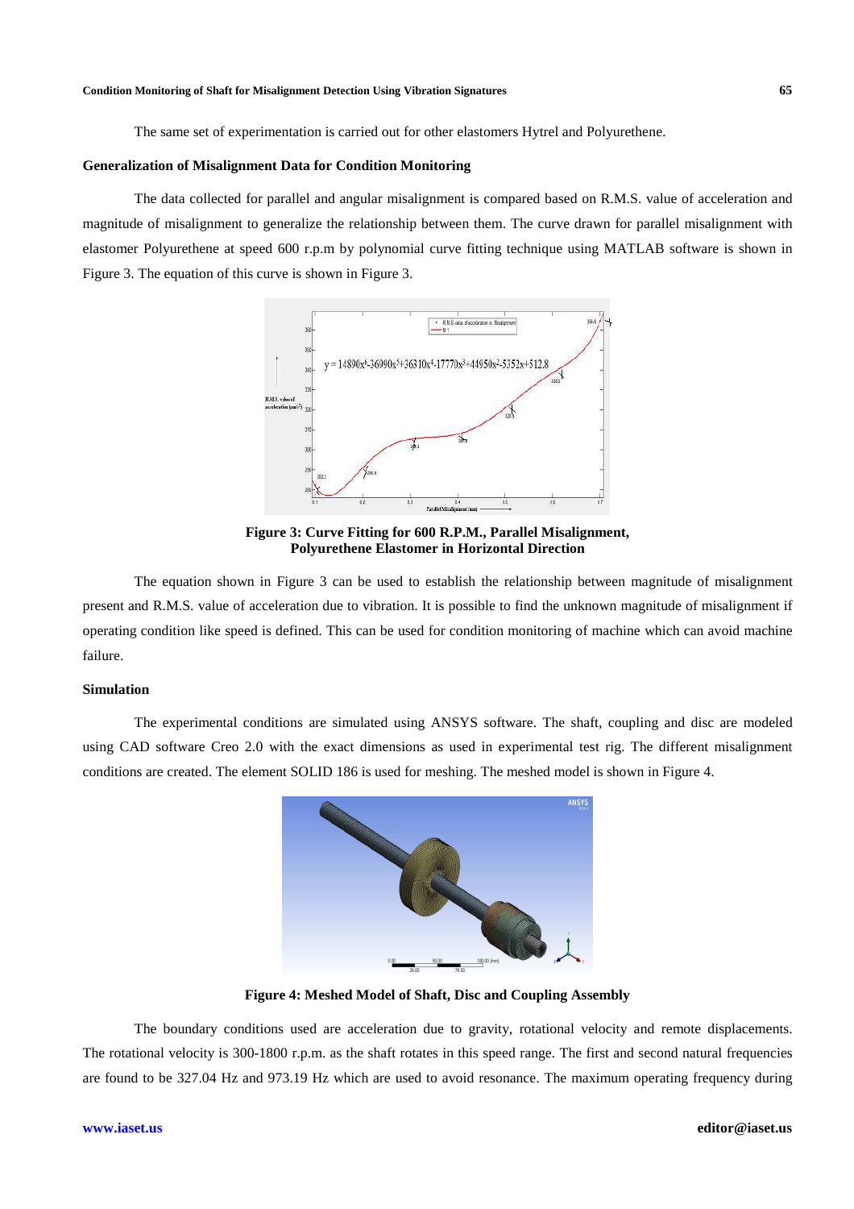The same set of experimentation is carried out for other elastomers Hytrel and Polyurethene.

**Generalization of Misalignment Data for Condition Monitoring**

The data collected for parallel and angular misalignment is compared based on R.M.S. value of acceleration and magnitude of misalignment to generalize the relationship between them. The curve drawn for parallel misalignment with elastomer Polyurethene at speed 600 r.p.m by polynomial curve fitting technique using MATLAB software is shown in Figure 3. The equation of this curve is shown in Figure 3.

**Figure 3: Curve Fitting for 600 R.P.M., Parallel Misalignment, Polyurethene Elastomer in Horizontal Direction**

The equation shown in Figure 3 can be used to establish the relationship between magnitude of misalignment present and R.M.S. value of acceleration due to vibration. It is possible to find the unknown magnitude of misalignment if operating condition like speed is defined. This can be used for condition monitoring of machine which can avoid machine failure.

**Simulation**

The experimental conditions are simulated using ANSYS software. The shaft, coupling and disc are modeled using CAD software Creo 2.0 with the exact dimensions as used in experimental test rig. The different misalignment conditions are created. The element SOLID 186 is used for meshing. The meshed model is shown in Figure 4.

**Figure 4: Meshed Model of Shaft, Disc and Coupling Assembly**

The boundary conditions used are acceleration due to gravity, rotational velocity and remote displacements. The rotational velocity is 300-1800 r.p.m. as the shaft rotates in this speed range. The first and second natural frequencies are found to be 327.04 Hz and 973.19 Hz which are used to avoid resonance. The maximum operating frequency during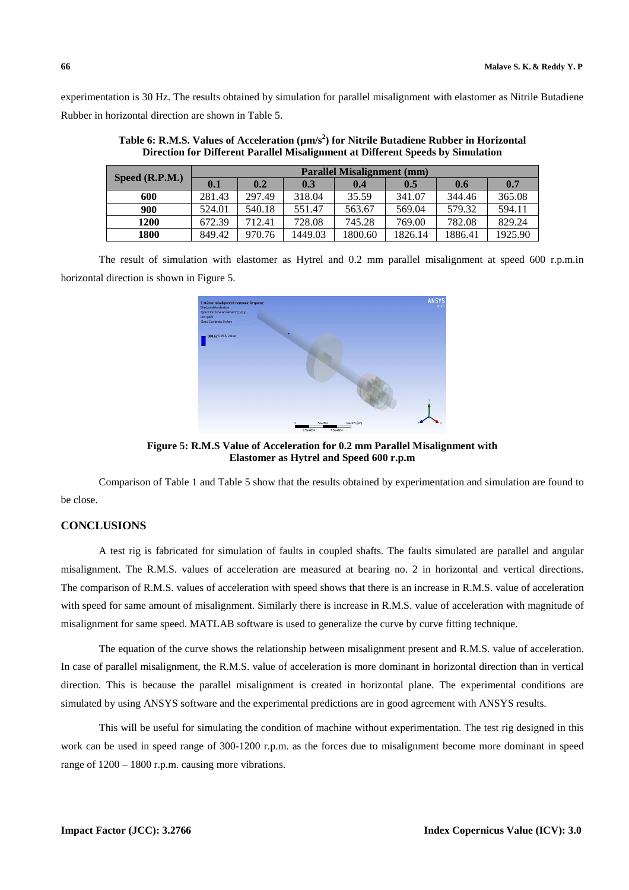experimentation is 30 Hz. The results obtained by simulation for parallel misalignment with elastomer as Nitrile Butadiene Rubber in horizontal direction are shown in Table 5.

**Table 6: R.M.S. Values of Acceleration (μm/s$^2$) for Nitrile Butadiene Rubber in Horizontal Direction for Different Parallel Misalignment at Different Speeds by Simulation**

| Speed (R.P.M.) | Parallel Misalignment (mm) | | | | | | |
|---|---|---|---|---|---|---|---|
| | 0.1 | 0.2 | 0.3 | 0.4 | 0.5 | 0.6 | 0.7 |
| **600** | 281.43 | 297.49 | 318.04 | 35.59 | 341.07 | 344.46 | 365.08 |
| **900** | 524.01 | 540.18 | 551.47 | 563.67 | 569.04 | 579.32 | 594.11 |
| **1200** | 672.39 | 712.41 | 728.08 | 745.28 | 769.00 | 782.08 | 829.24 |
| **1800** | 849.42 | 970.76 | 1449.03 | 1800.60 | 1826.14 | 1886.41 | 1925.90 |

The result of simulation with elastomer as Hytrel and 0.2 mm parallel misalignment at speed 600 r.p.m.in horizontal direction is shown in Figure 5.

**Figure 5: R.M.S Value of Acceleration for 0.2 mm Parallel Misalignment with Elastomer as Hytrel and Speed 600 r.p.m**

Comparison of Table 1 and Table 5 show that the results obtained by experimentation and simulation are found to be close.

## CONCLUSIONS

A test rig is fabricated for simulation of faults in coupled shafts. The faults simulated are parallel and angular misalignment. The R.M.S. values of acceleration are measured at bearing no. 2 in horizontal and vertical directions. The comparison of R.M.S. values of acceleration with speed shows that there is an increase in R.M.S. value of acceleration with speed for same amount of misalignment. Similarly there is increase in R.M.S. value of acceleration with magnitude of misalignment for same speed. MATLAB software is used to generalize the curve by curve fitting technique.

The equation of the curve shows the relationship between misalignment present and R.M.S. value of acceleration. In case of parallel misalignment, the R.M.S. value of acceleration is more dominant in horizontal direction than in vertical direction. This is because the parallel misalignment is created in horizontal plane. The experimental conditions are simulated by using ANSYS software and the experimental predictions are in good agreement with ANSYS results.

This will be useful for simulating the condition of machine without experimentation. The test rig designed in this work can be used in speed range of 300-1200 r.p.m. as the forces due to misalignment become more dominant in speed range of 1200 – 1800 r.p.m. causing more vibrations.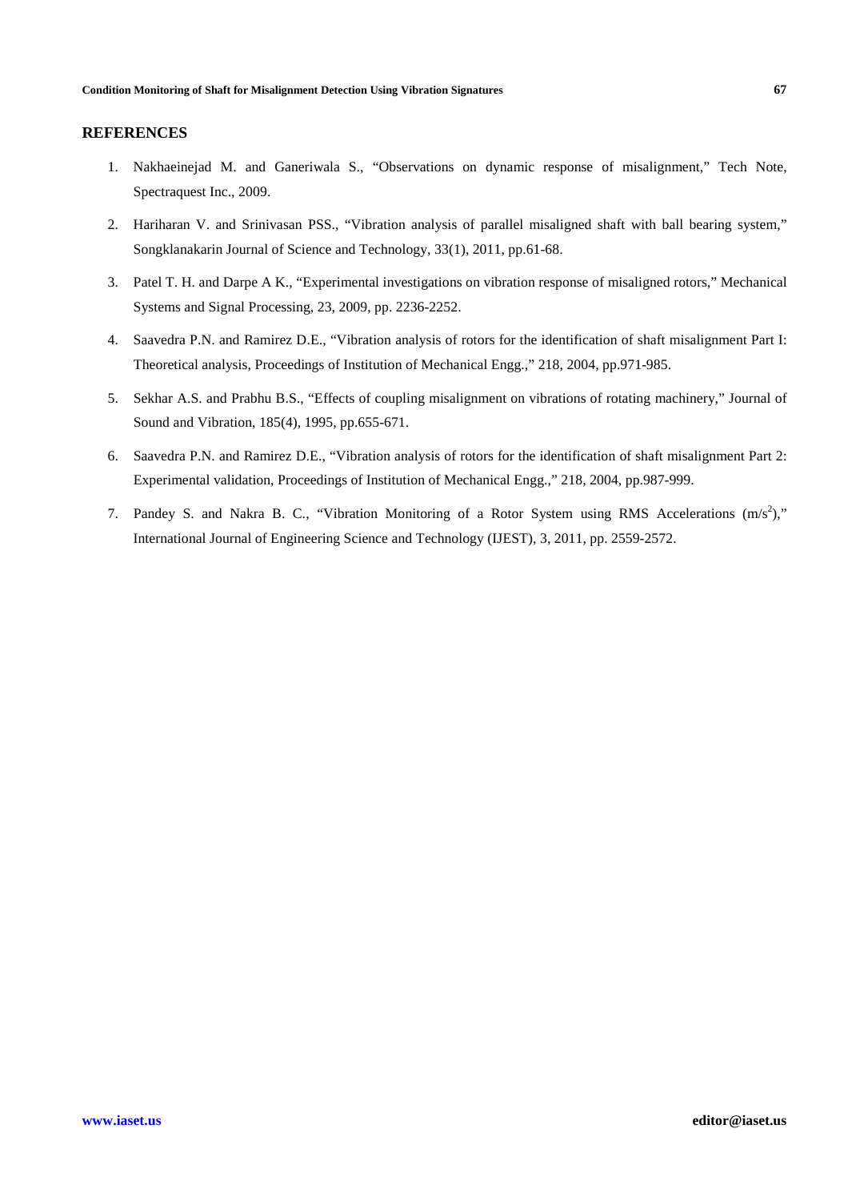## REFERENCES

1. Nakhaeinejad M. and Ganeriwala S., "Observations on dynamic response of misalignment," Tech Note, Spectraquest Inc., 2009.
2. Hariharan V. and Srinivasan PSS., "Vibration analysis of parallel misaligned shaft with ball bearing system," Songklanakarin Journal of Science and Technology, 33(1), 2011, pp.61-68.
3. Patel T. H. and Darpe A K., "Experimental investigations on vibration response of misaligned rotors," Mechanical Systems and Signal Processing, 23, 2009, pp. 2236-2252.
4. Saavedra P.N. and Ramirez D.E., "Vibration analysis of rotors for the identification of shaft misalignment Part I: Theoretical analysis, Proceedings of Institution of Mechanical Engg.," 218, 2004, pp.971-985.
5. Sekhar A.S. and Prabhu B.S., "Effects of coupling misalignment on vibrations of rotating machinery," Journal of Sound and Vibration, 185(4), 1995, pp.655-671.
6. Saavedra P.N. and Ramirez D.E., "Vibration analysis of rotors for the identification of shaft misalignment Part 2: Experimental validation, Proceedings of Institution of Mechanical Engg.," 218, 2004, pp.987-999.
7. Pandey S. and Nakra B. C., "Vibration Monitoring of a Rotor System using RMS Accelerations ($m/s^2$)," International Journal of Engineering Science and Technology (IJEST), 3, 2011, pp. 2559-2572.